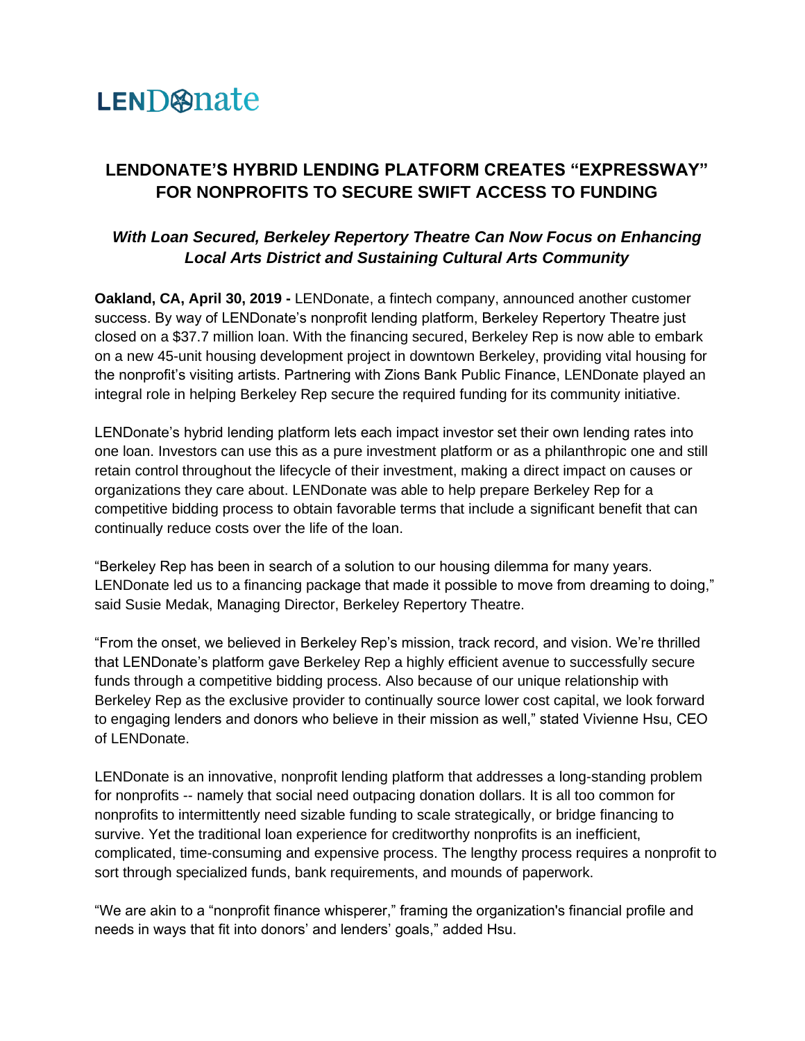LENDonate

# LENDONATE'S HYBRID LENDING PLATFORM CREATES "EXPRESSWAY" FOR NONPROFITS TO SECURE SWIFT ACCESS TO FUNDING

### *With Loan Secured, Berkeley Repertory Theatre Can Now Focus on Enhancing Local Arts District and Sustaining Cultural Arts Community*

**Oakland, CA, April 30, 2019 -** LENDonate, a fintech company, announced another customer success. By way of LENDonate's nonprofit lending platform, Berkeley Repertory Theatre just closed on a $37.7 million loan. With the financing secured, Berkeley Rep is now able to embark on a new 45-unit housing development project in downtown Berkeley, providing vital housing for the nonprofit's visiting artists. Partnering with Zions Bank Public Finance, LENDonate played an integral role in helping Berkeley Rep secure the required funding for its community initiative.

LENDonate's hybrid lending platform lets each impact investor set their own lending rates into one loan. Investors can use this as a pure investment platform or as a philanthropic one and still retain control throughout the lifecycle of their investment, making a direct impact on causes or organizations they care about. LENDonate was able to help prepare Berkeley Rep for a competitive bidding process to obtain favorable terms that include a significant benefit that can continually reduce costs over the life of the loan.

"Berkeley Rep has been in search of a solution to our housing dilemma for many years. LENDonate led us to a financing package that made it possible to move from dreaming to doing," said Susie Medak, Managing Director, Berkeley Repertory Theatre.

"From the onset, we believed in Berkeley Rep's mission, track record, and vision. We're thrilled that LENDonate's platform gave Berkeley Rep a highly efficient avenue to successfully secure funds through a competitive bidding process. Also because of our unique relationship with Berkeley Rep as the exclusive provider to continually source lower cost capital, we look forward to engaging lenders and donors who believe in their mission as well," stated Vivienne Hsu, CEO of LENDonate.

LENDonate is an innovative, nonprofit lending platform that addresses a long-standing problem for nonprofits -- namely that social need outpacing donation dollars. It is all too common for nonprofits to intermittently need sizable funding to scale strategically, or bridge financing to survive. Yet the traditional loan experience for creditworthy nonprofits is an inefficient, complicated, time-consuming and expensive process. The lengthy process requires a nonprofit to sort through specialized funds, bank requirements, and mounds of paperwork.

"We are akin to a "nonprofit finance whisperer," framing the organization's financial profile and needs in ways that fit into donors' and lenders' goals," added Hsu.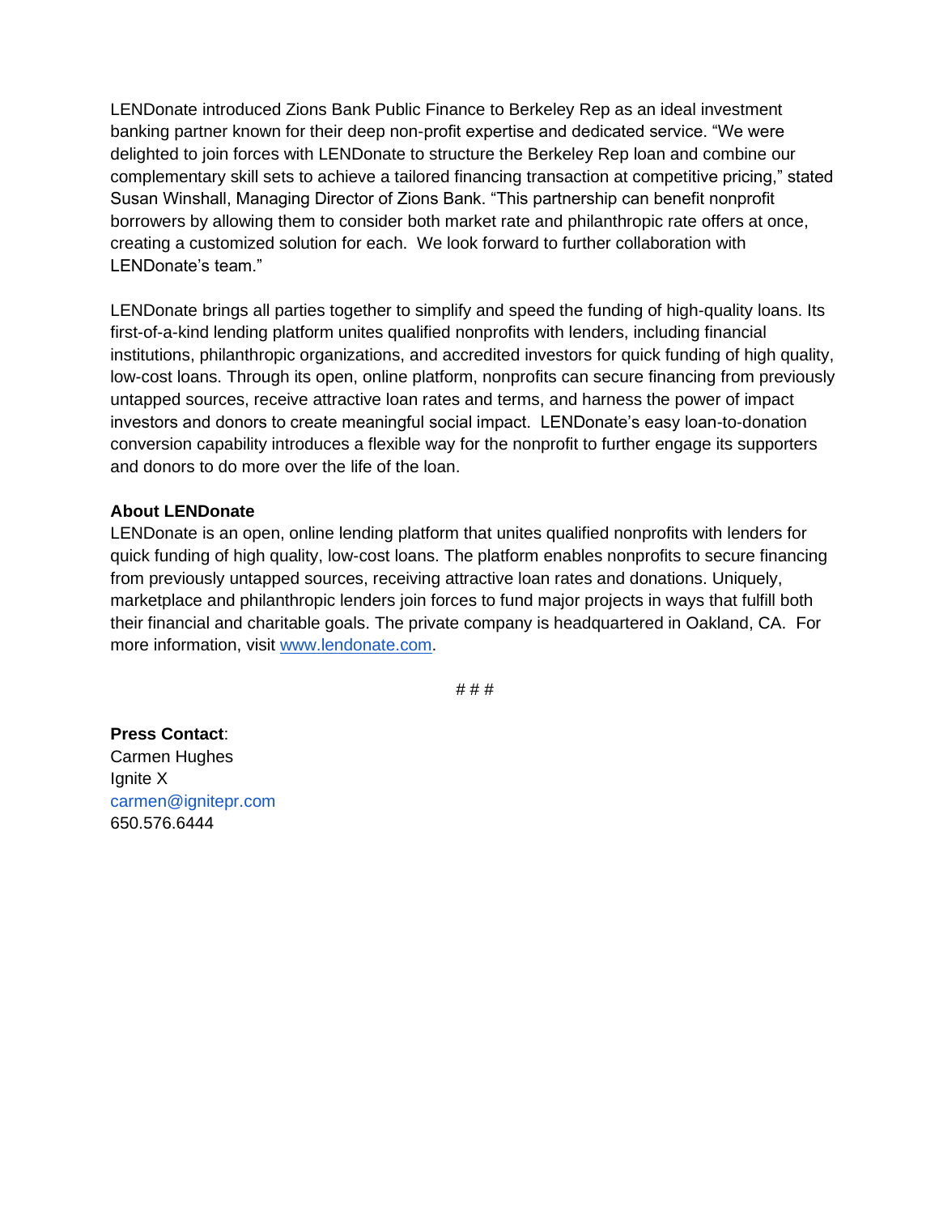LENDonate introduced Zions Bank Public Finance to Berkeley Rep as an ideal investment banking partner known for their deep non-profit expertise and dedicated service. "We were delighted to join forces with LENDonate to structure the Berkeley Rep loan and combine our complementary skill sets to achieve a tailored financing transaction at competitive pricing," stated Susan Winshall, Managing Director of Zions Bank. "This partnership can benefit nonprofit borrowers by allowing them to consider both market rate and philanthropic rate offers at once, creating a customized solution for each. We look forward to further collaboration with LENDonate's team."

LENDonate brings all parties together to simplify and speed the funding of high-quality loans. Its first-of-a-kind lending platform unites qualified nonprofits with lenders, including financial institutions, philanthropic organizations, and accredited investors for quick funding of high quality, low-cost loans. Through its open, online platform, nonprofits can secure financing from previously untapped sources, receive attractive loan rates and terms, and harness the power of impact investors and donors to create meaningful social impact. LENDonate's easy loan-to-donation conversion capability introduces a flexible way for the nonprofit to further engage its supporters and donors to do more over the life of the loan.

**About LENDonate**

LENDonate is an open, online lending platform that unites qualified nonprofits with lenders for quick funding of high quality, low-cost loans. The platform enables nonprofits to secure financing from previously untapped sources, receiving attractive loan rates and donations. Uniquely, marketplace and philanthropic lenders join forces to fund major projects in ways that fulfill both their financial and charitable goals. The private company is headquartered in Oakland, CA. For more information, visit [www.lendonate.com](http://www.lendonate.com).

# # #

**Press Contact**:
Carmen Hughes
Ignite X
carmen@ignitepr.com
650.576.6444